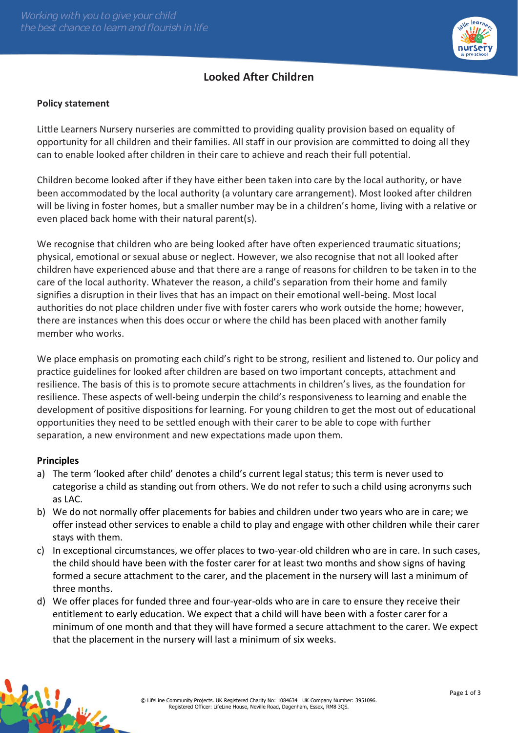# Looked After Children

**Policy statement**

Little Learners Nursery nurseries are committed to providing quality provision based on equality of opportunity for all children and their families. All staff in our provision are committed to doing all they can to enable looked after children in their care to achieve and reach their full potential.

Children become looked after if they have either been taken into care by the local authority, or have been accommodated by the local authority (a voluntary care arrangement). Most looked after children will be living in foster homes, but a smaller number may be in a children's home, living with a relative or even placed back home with their natural parent(s).

We recognise that children who are being looked after have often experienced traumatic situations; physical, emotional or sexual abuse or neglect. However, we also recognise that not all looked after children have experienced abuse and that there are a range of reasons for children to be taken in to the care of the local authority. Whatever the reason, a child's separation from their home and family signifies a disruption in their lives that has an impact on their emotional well-being. Most local authorities do not place children under five with foster carers who work outside the home; however, there are instances when this does occur or where the child has been placed with another family member who works.

We place emphasis on promoting each child's right to be strong, resilient and listened to. Our policy and practice guidelines for looked after children are based on two important concepts, attachment and resilience. The basis of this is to promote secure attachments in children's lives, as the foundation for resilience. These aspects of well-being underpin the child's responsiveness to learning and enable the development of positive dispositions for learning. For young children to get the most out of educational opportunities they need to be settled enough with their carer to be able to cope with further separation, a new environment and new expectations made upon them.

**Principles**

a) The term 'looked after child' denotes a child's current legal status; this term is never used to categorise a child as standing out from others. We do not refer to such a child using acronyms such as LAC.
b) We do not normally offer placements for babies and children under two years who are in care; we offer instead other services to enable a child to play and engage with other children while their carer stays with them.
c) In exceptional circumstances, we offer places to two-year-old children who are in care. In such cases, the child should have been with the foster carer for at least two months and show signs of having formed a secure attachment to the carer, and the placement in the nursery will last a minimum of three months.
d) We offer places for funded three and four-year-olds who are in care to ensure they receive their entitlement to early education. We expect that a child will have been with a foster carer for a minimum of one month and that they will have formed a secure attachment to the carer. We expect that the placement in the nursery will last a minimum of six weeks.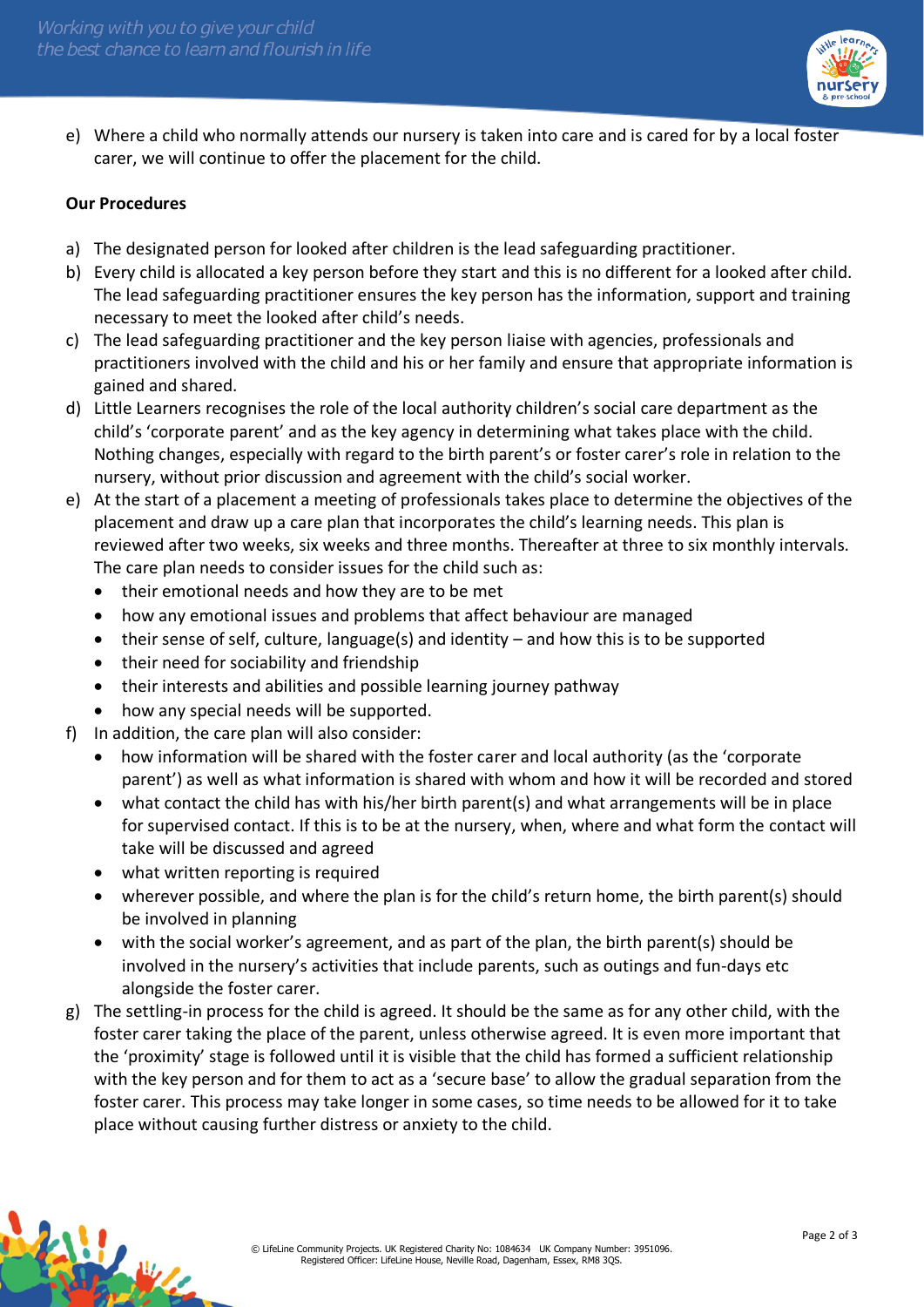e) Where a child who normally attends our nursery is taken into care and is cared for by a local foster carer, we will continue to offer the placement for the child.

**Our Procedures**

a) The designated person for looked after children is the lead safeguarding practitioner.
b) Every child is allocated a key person before they start and this is no different for a looked after child. The lead safeguarding practitioner ensures the key person has the information, support and training necessary to meet the looked after child's needs.
c) The lead safeguarding practitioner and the key person liaise with agencies, professionals and practitioners involved with the child and his or her family and ensure that appropriate information is gained and shared.
d) Little Learners recognises the role of the local authority children's social care department as the child's 'corporate parent' and as the key agency in determining what takes place with the child. Nothing changes, especially with regard to the birth parent's or foster carer's role in relation to the nursery, without prior discussion and agreement with the child's social worker.
e) At the start of a placement a meeting of professionals takes place to determine the objectives of the placement and draw up a care plan that incorporates the child's learning needs. This plan is reviewed after two weeks, six weeks and three months. Thereafter at three to six monthly intervals. The care plan needs to consider issues for the child such as:
    - their emotional needs and how they are to be met
    - how any emotional issues and problems that affect behaviour are managed
    - their sense of self, culture, language(s) and identity – and how this is to be supported
    - their need for sociability and friendship
    - their interests and abilities and possible learning journey pathway
    - how any special needs will be supported.
f) In addition, the care plan will also consider:
    - how information will be shared with the foster carer and local authority (as the 'corporate parent') as well as what information is shared with whom and how it will be recorded and stored
    - what contact the child has with his/her birth parent(s) and what arrangements will be in place for supervised contact. If this is to be at the nursery, when, where and what form the contact will take will be discussed and agreed
    - what written reporting is required
    - wherever possible, and where the plan is for the child's return home, the birth parent(s) should be involved in planning
    - with the social worker's agreement, and as part of the plan, the birth parent(s) should be involved in the nursery's activities that include parents, such as outings and fun-days etc alongside the foster carer.
g) The settling-in process for the child is agreed. It should be the same as for any other child, with the foster carer taking the place of the parent, unless otherwise agreed. It is even more important that the 'proximity' stage is followed until it is visible that the child has formed a sufficient relationship with the key person and for them to act as a 'secure base' to allow the gradual separation from the foster carer. This process may take longer in some cases, so time needs to be allowed for it to take place without causing further distress or anxiety to the child.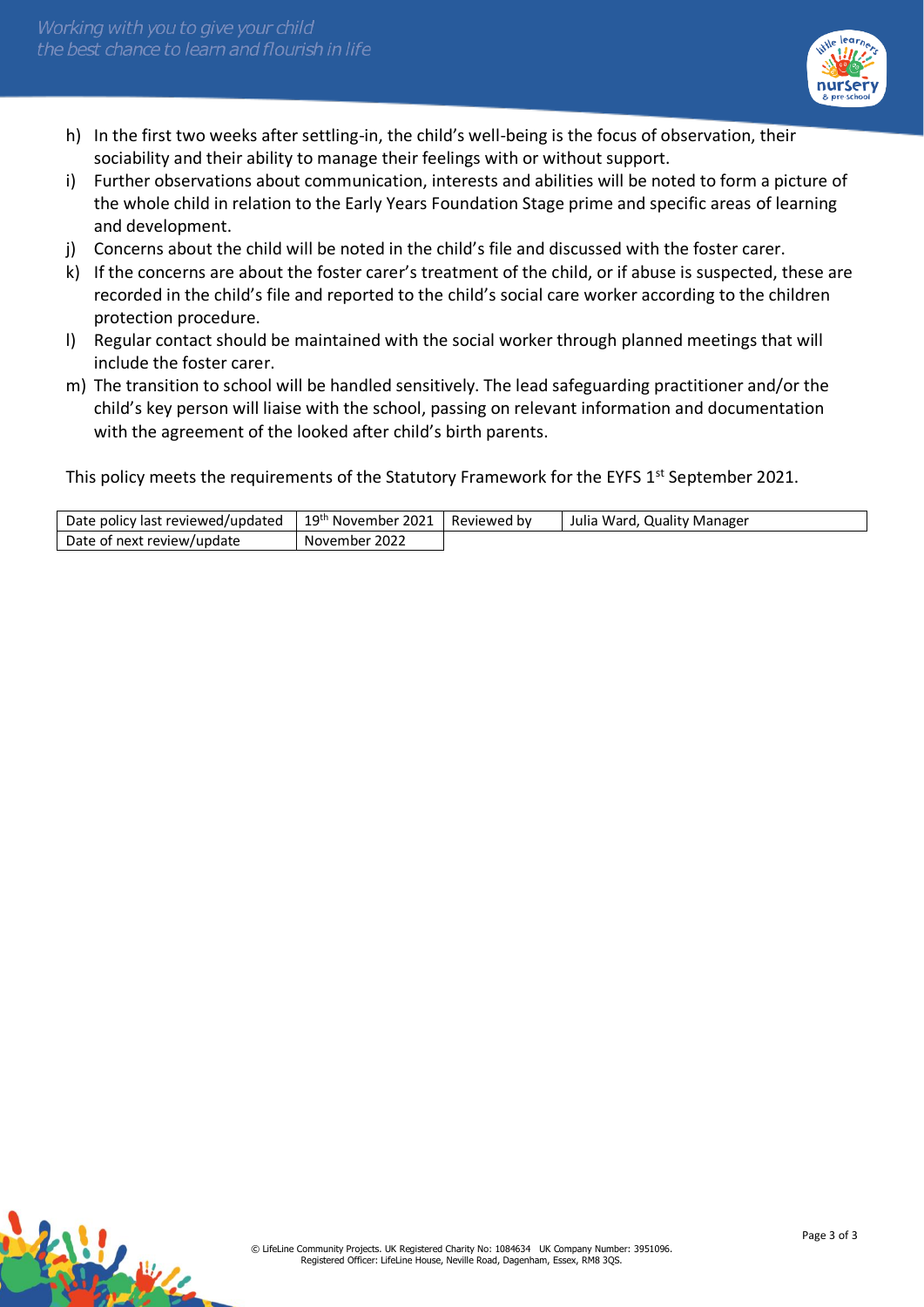h) In the first two weeks after settling-in, the child's well-being is the focus of observation, their sociability and their ability to manage their feelings with or without support.
i) Further observations about communication, interests and abilities will be noted to form a picture of the whole child in relation to the Early Years Foundation Stage prime and specific areas of learning and development.
j) Concerns about the child will be noted in the child's file and discussed with the foster carer.
k) If the concerns are about the foster carer's treatment of the child, or if abuse is suspected, these are recorded in the child's file and reported to the child's social care worker according to the children protection procedure.
l) Regular contact should be maintained with the social worker through planned meetings that will include the foster carer.
m) The transition to school will be handled sensitively. The lead safeguarding practitioner and/or the child's key person will liaise with the school, passing on relevant information and documentation with the agreement of the looked after child's birth parents.

This policy meets the requirements of the Statutory Framework for the EYFS 1st September 2021.

| | | | |
|---|---|---|---|
| Date policy last reviewed/updated | 19th November 2021 | Reviewed by | Julia Ward, Quality Manager |
| Date of next review/update | November 2022 | | |

© LifeLine Community Projects. UK Registered Charity No: 1084634 UK Company Number: 3951096.
Registered Officer: LifeLine House, Neville Road, Dagenham, Essex, RM8 3QS.